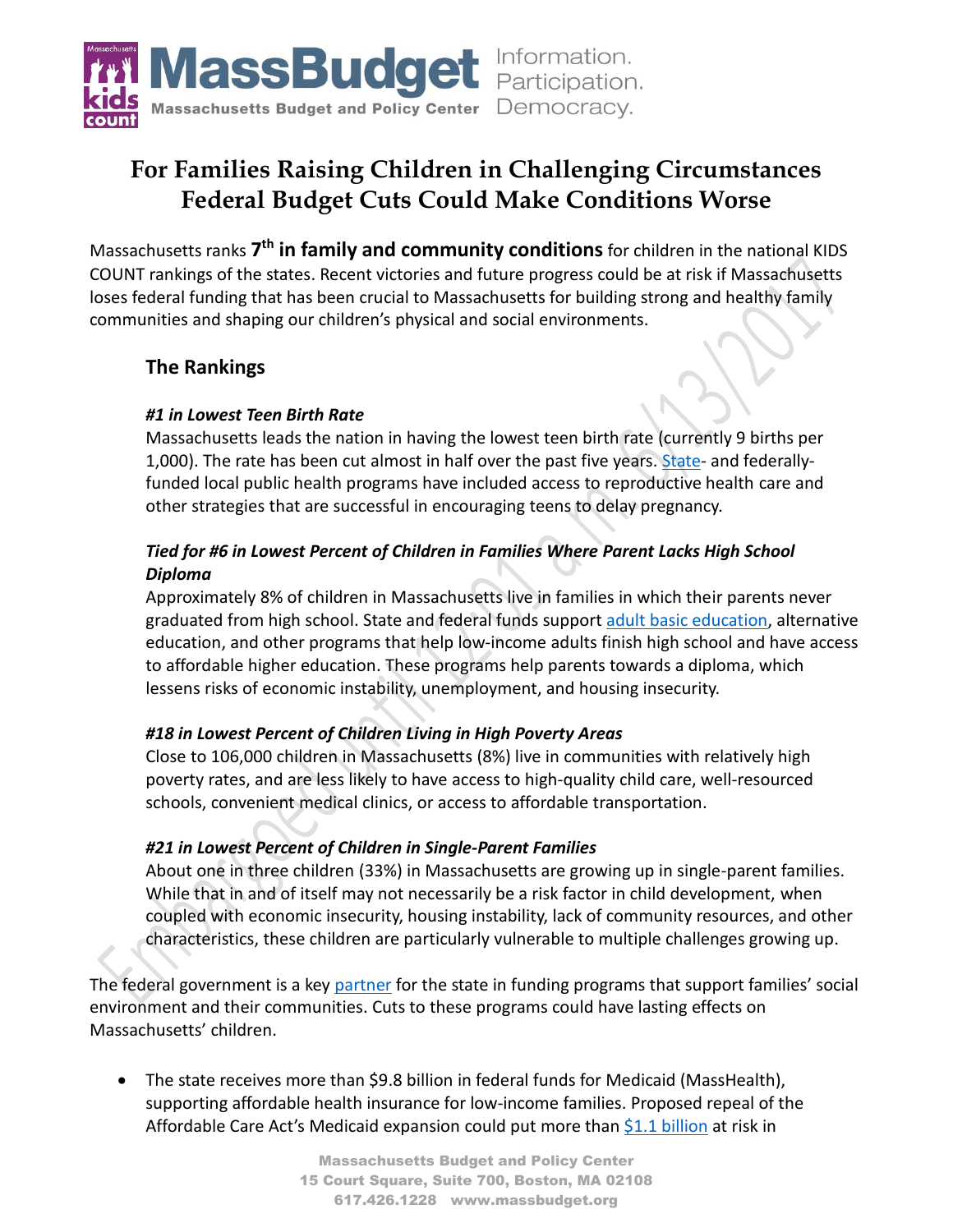# For Families Raising Children in Challenging Circumstances Federal Budget Cuts Could Make Conditions Worse

Massachusetts ranks **7th in family and community conditions** for children in the national KIDS COUNT rankings of the states. Recent victories and future progress could be at risk if Massachusetts loses federal funding that has been crucial to Massachusetts for building strong and healthy family communities and shaping our children's physical and social environments.

## The Rankings

### *#1 in Lowest Teen Birth Rate*

Massachusetts leads the nation in having the lowest teen birth rate (currently 9 births per 1,000). The rate has been cut almost in half over the past five years. State- and federally-funded local public health programs have included access to reproductive health care and other strategies that are successful in encouraging teens to delay pregnancy.

### *Tied for #6 in Lowest Percent of Children in Families Where Parent Lacks High School Diploma*

Approximately 8% of children in Massachusetts live in families in which their parents never graduated from high school. State and federal funds support adult basic education, alternative education, and other programs that help low-income adults finish high school and have access to affordable higher education. These programs help parents towards a diploma, which lessens risks of economic instability, unemployment, and housing insecurity.

### *#18 in Lowest Percent of Children Living in High Poverty Areas*

Close to 106,000 children in Massachusetts (8%) live in communities with relatively high poverty rates, and are less likely to have access to high-quality child care, well-resourced schools, convenient medical clinics, or access to affordable transportation.

### *#21 in Lowest Percent of Children in Single-Parent Families*

About one in three children (33%) in Massachusetts are growing up in single-parent families. While that in and of itself may not necessarily be a risk factor in child development, when coupled with economic insecurity, housing instability, lack of community resources, and other characteristics, these children are particularly vulnerable to multiple challenges growing up.

The federal government is a key partner for the state in funding programs that support families' social environment and their communities. Cuts to these programs could have lasting effects on Massachusetts' children.

- The state receives more than $9.8 billion in federal funds for Medicaid (MassHealth), supporting affordable health insurance for low-income families. Proposed repeal of the Affordable Care Act's Medicaid expansion could put more than $1.1 billion at risk in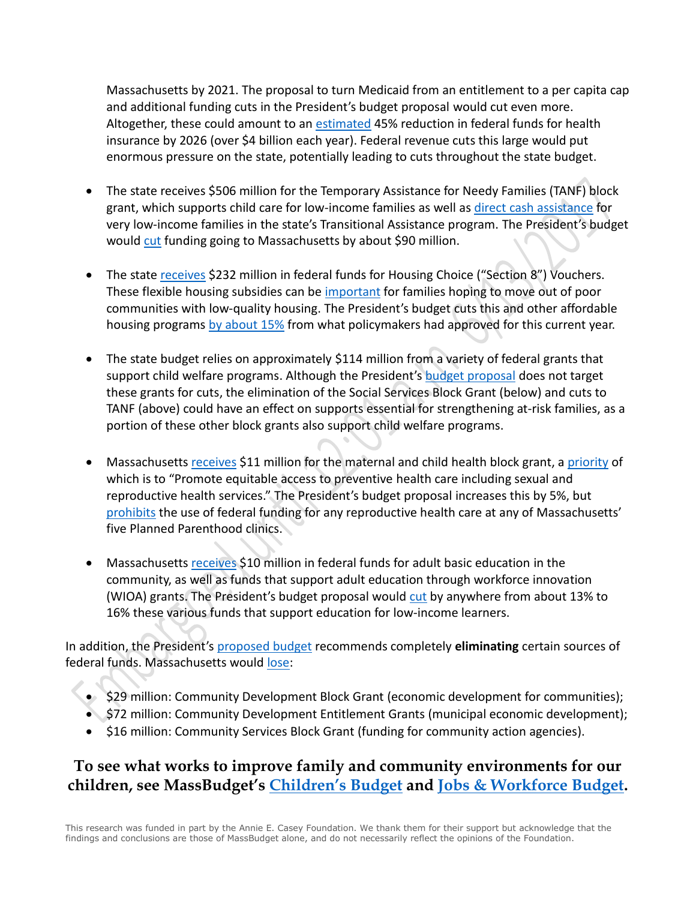Massachusetts by 2021. The proposal to turn Medicaid from an entitlement to a per capita cap and additional funding cuts in the President's budget proposal would cut even more. Altogether, these could amount to an estimated 45% reduction in federal funds for health insurance by 2026 (over $4 billion each year). Federal revenue cuts this large would put enormous pressure on the state, potentially leading to cuts throughout the state budget.

- The state receives $506 million for the Temporary Assistance for Needy Families (TANF) block grant, which supports child care for low-income families as well as direct cash assistance for very low-income families in the state's Transitional Assistance program. The President's budget would cut funding going to Massachusetts by about $90 million.

- The state receives $232 million in federal funds for Housing Choice ("Section 8") Vouchers. These flexible housing subsidies can be important for families hoping to move out of poor communities with low-quality housing. The President's budget cuts this and other affordable housing programs by about 15% from what policymakers had approved for this current year.

- The state budget relies on approximately $114 million from a variety of federal grants that support child welfare programs. Although the President's budget proposal does not target these grants for cuts, the elimination of the Social Services Block Grant (below) and cuts to TANF (above) could have an effect on supports essential for strengthening at-risk families, as a portion of these other block grants also support child welfare programs.

- Massachusetts receives $11 million for the maternal and child health block grant, a priority of which is to "Promote equitable access to preventive health care including sexual and reproductive health services." The President's budget proposal increases this by 5%, but prohibits the use of federal funding for any reproductive health care at any of Massachusetts' five Planned Parenthood clinics.

- Massachusetts receives $10 million in federal funds for adult basic education in the community, as well as funds that support adult education through workforce innovation (WIOA) grants. The President's budget proposal would cut by anywhere from about 13% to 16% these various funds that support education for low-income learners.

In addition, the President's proposed budget recommends completely **eliminating** certain sources of federal funds. Massachusetts would lose:

- $29 million: Community Development Block Grant (economic development for communities);
- $72 million: Community Development Entitlement Grants (municipal economic development);
- $16 million: Community Services Block Grant (funding for community action agencies).

## To see what works to improve family and community environments for our children, see MassBudget's Children's Budget and Jobs & Workforce Budget.

This research was funded in part by the Annie E. Casey Foundation. We thank them for their support but acknowledge that the findings and conclusions are those of MassBudget alone, and do not necessarily reflect the opinions of the Foundation.